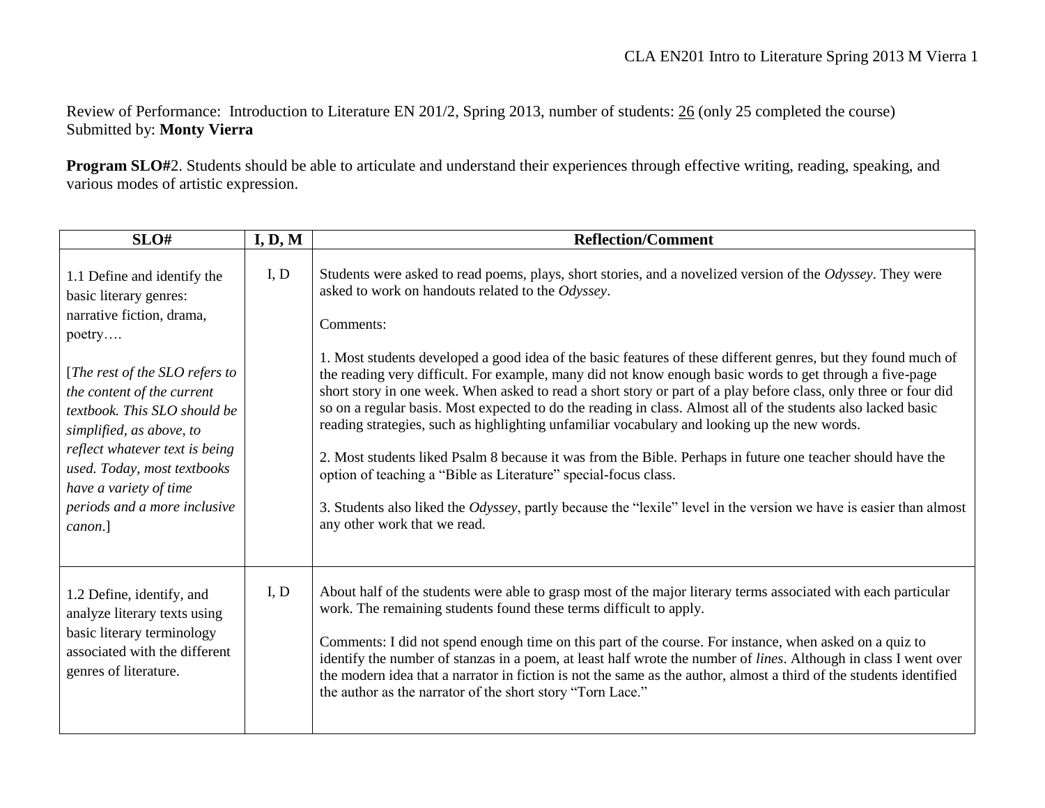Review of Performance: Introduction to Literature EN 201/2, Spring 2013, number of students: 26 (only 25 completed the course)
Submitted by: **Monty Vierra**

**Program SLO#**2. Students should be able to articulate and understand their experiences through effective writing, reading, speaking, and various modes of artistic expression.

| SLO# | I, D, M | Reflection/Comment |
|---|---|---|
| 1.1 Define and identify the basic literary genres: narrative fiction, drama, poetry…. <br><br> [*The rest of the SLO refers to the content of the current textbook. This SLO should be simplified, as above, to reflect whatever text is being used. Today, most textbooks have a variety of time periods and a more inclusive canon*.] | I, D | Students were asked to read poems, plays, short stories, and a novelized version of the *Odyssey*. They were asked to work on handouts related to the *Odyssey*. <br><br> Comments: <br><br> 1. Most students developed a good idea of the basic features of these different genres, but they found much of the reading very difficult. For example, many did not know enough basic words to get through a five-page short story in one week. When asked to read a short story or part of a play before class, only three or four did so on a regular basis. Most expected to do the reading in class. Almost all of the students also lacked basic reading strategies, such as highlighting unfamiliar vocabulary and looking up the new words. <br><br> 2. Most students liked Psalm 8 because it was from the Bible. Perhaps in future one teacher should have the option of teaching a "Bible as Literature" special-focus class. <br><br> 3. Students also liked the *Odyssey*, partly because the "lexile" level in the version we have is easier than almost any other work that we read. |
| 1.2 Define, identify, and analyze literary texts using basic literary terminology associated with the different genres of literature. | I, D | About half of the students were able to grasp most of the major literary terms associated with each particular work. The remaining students found these terms difficult to apply. <br><br> Comments: I did not spend enough time on this part of the course. For instance, when asked on a quiz to identify the number of stanzas in a poem, at least half wrote the number of *lines*. Although in class I went over the modern idea that a narrator in fiction is not the same as the author, almost a third of the students identified the author as the narrator of the short story "Torn Lace." |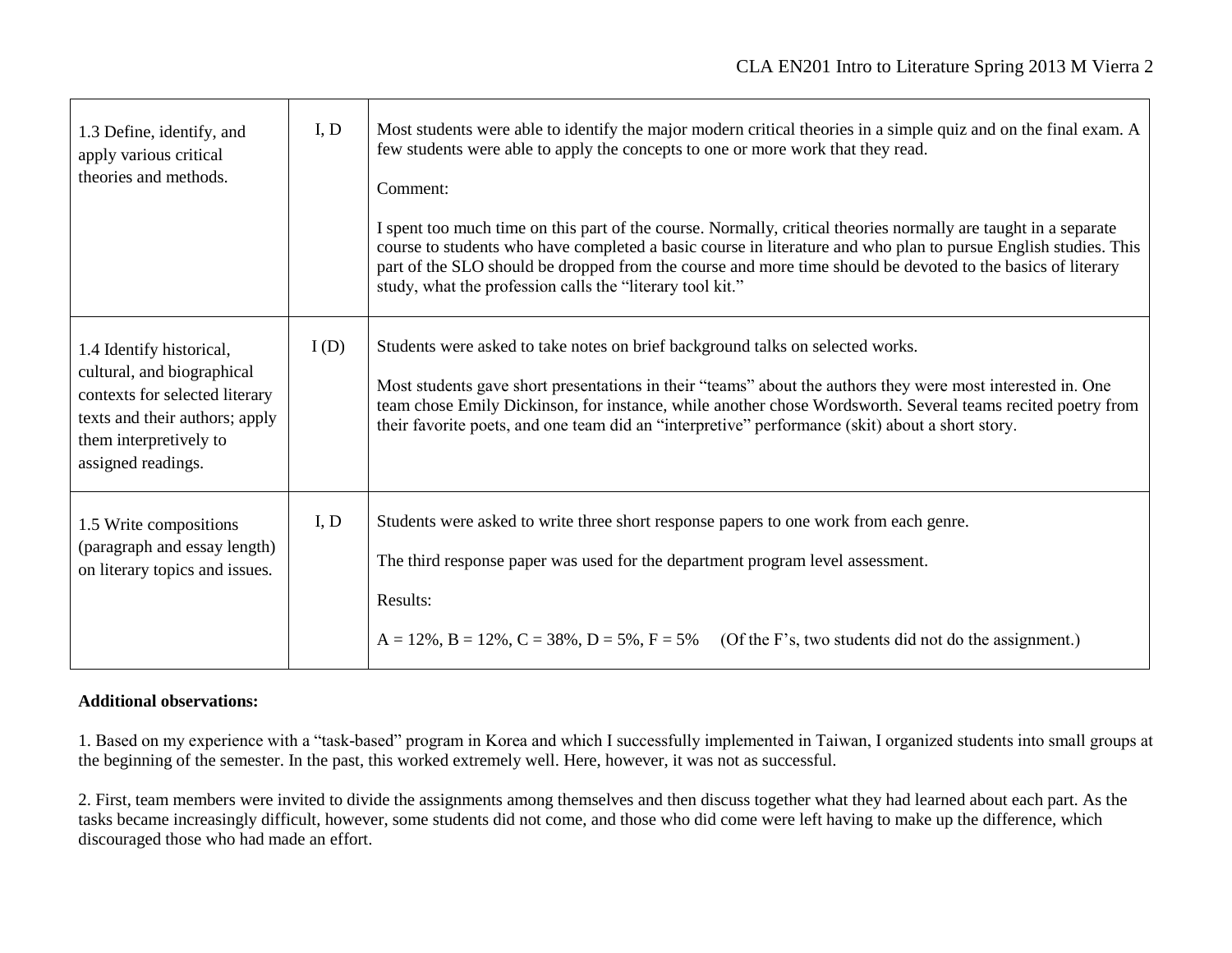| | | |
|---|---|---|
| 1.3 Define, identify, and apply various critical theories and methods. | I, D | Most students were able to identify the major modern critical theories in a simple quiz and on the final exam. A few students were able to apply the concepts to one or more work that they read.<br><br>Comment:<br><br>I spent too much time on this part of the course. Normally, critical theories normally are taught in a separate course to students who have completed a basic course in literature and who plan to pursue English studies. This part of the SLO should be dropped from the course and more time should be devoted to the basics of literary study, what the profession calls the "literary tool kit." |
| 1.4 Identify historical, cultural, and biographical contexts for selected literary texts and their authors; apply them interpretively to assigned readings. | I (D) | Students were asked to take notes on brief background talks on selected works.<br><br>Most students gave short presentations in their "teams" about the authors they were most interested in. One team chose Emily Dickinson, for instance, while another chose Wordsworth. Several teams recited poetry from their favorite poets, and one team did an "interpretive" performance (skit) about a short story. |
| 1.5 Write compositions (paragraph and essay length) on literary topics and issues. | I, D | Students were asked to write three short response papers to one work from each genre.<br><br>The third response paper was used for the department program level assessment.<br><br>Results:<br><br>A = 12%, B = 12%, C = 38%, D = 5%, F = 5% (Of the F's, two students did not do the assignment.) |

**Additional observations:**

1. Based on my experience with a "task-based" program in Korea and which I successfully implemented in Taiwan, I organized students into small groups at the beginning of the semester. In the past, this worked extremely well. Here, however, it was not as successful.

2. First, team members were invited to divide the assignments among themselves and then discuss together what they had learned about each part. As the tasks became increasingly difficult, however, some students did not come, and those who did come were left having to make up the difference, which discouraged those who had made an effort.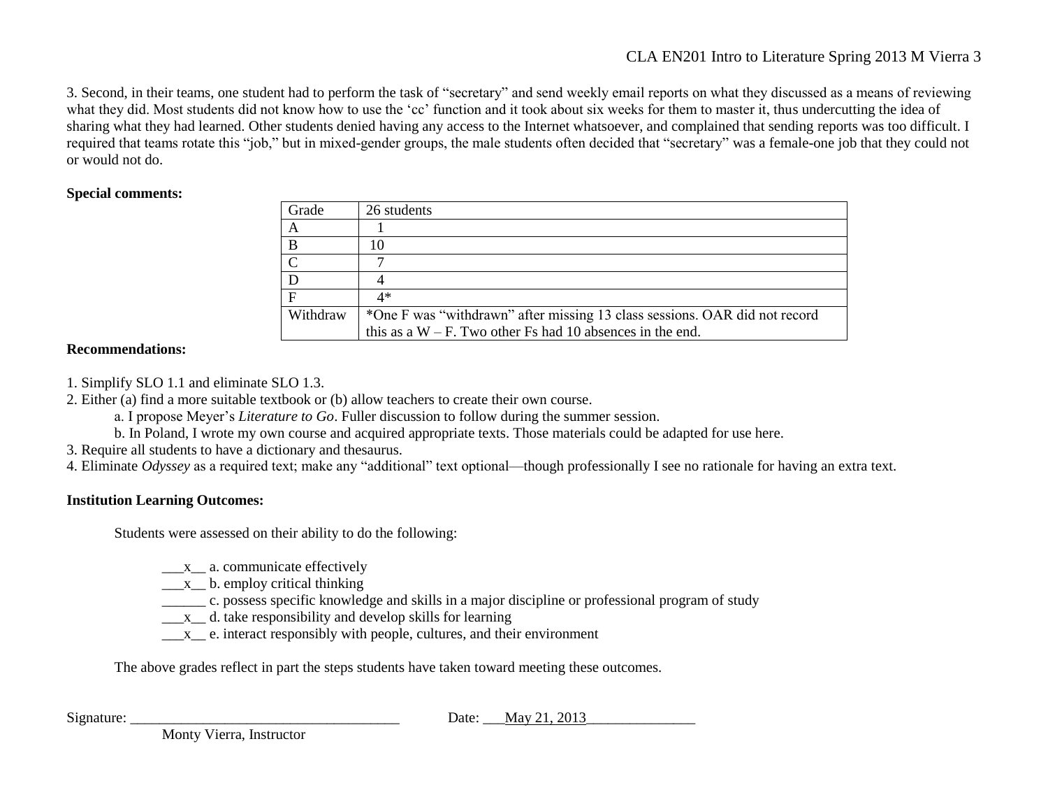3. Second, in their teams, one student had to perform the task of "secretary" and send weekly email reports on what they discussed as a means of reviewing what they did. Most students did not know how to use the 'cc' function and it took about six weeks for them to master it, thus undercutting the idea of sharing what they had learned. Other students denied having any access to the Internet whatsoever, and complained that sending reports was too difficult. I required that teams rotate this "job," but in mixed-gender groups, the male students often decided that "secretary" was a female-one job that they could not or would not do.

**Special comments:**

| Grade | 26 students |
|---|---|
| A | 1 |
| B | 10 |
| C | 7 |
| D | 4 |
| F | 4* |
| Withdraw | *One F was "withdrawn" after missing 13 class sessions. OAR did not record this as a W – F. Two other Fs had 10 absences in the end. |

**Recommendations:**

1. Simplify SLO 1.1 and eliminate SLO 1.3.
2. Either (a) find a more suitable textbook or (b) allow teachers to create their own course.
    a. I propose Meyer's *Literature to Go*. Fuller discussion to follow during the summer session.
    b. In Poland, I wrote my own course and acquired appropriate texts. Those materials could be adapted for use here.
3. Require all students to have a dictionary and thesaurus.
4. Eliminate *Odyssey* as a required text; make any "additional" text optional—though professionally I see no rationale for having an extra text.

**Institution Learning Outcomes:**

Students were assessed on their ability to do the following:

___x__ a. communicate effectively
___x__ b. employ critical thinking
______ c. possess specific knowledge and skills in a major discipline or professional program of study
___x__ d. take responsibility and develop skills for learning
___x__ e. interact responsibly with people, cultures, and their environment

The above grades reflect in part the steps students have taken toward meeting these outcomes.

Signature: _____________________________________ Date: ___May 21, 2013_______________
Monty Vierra, Instructor